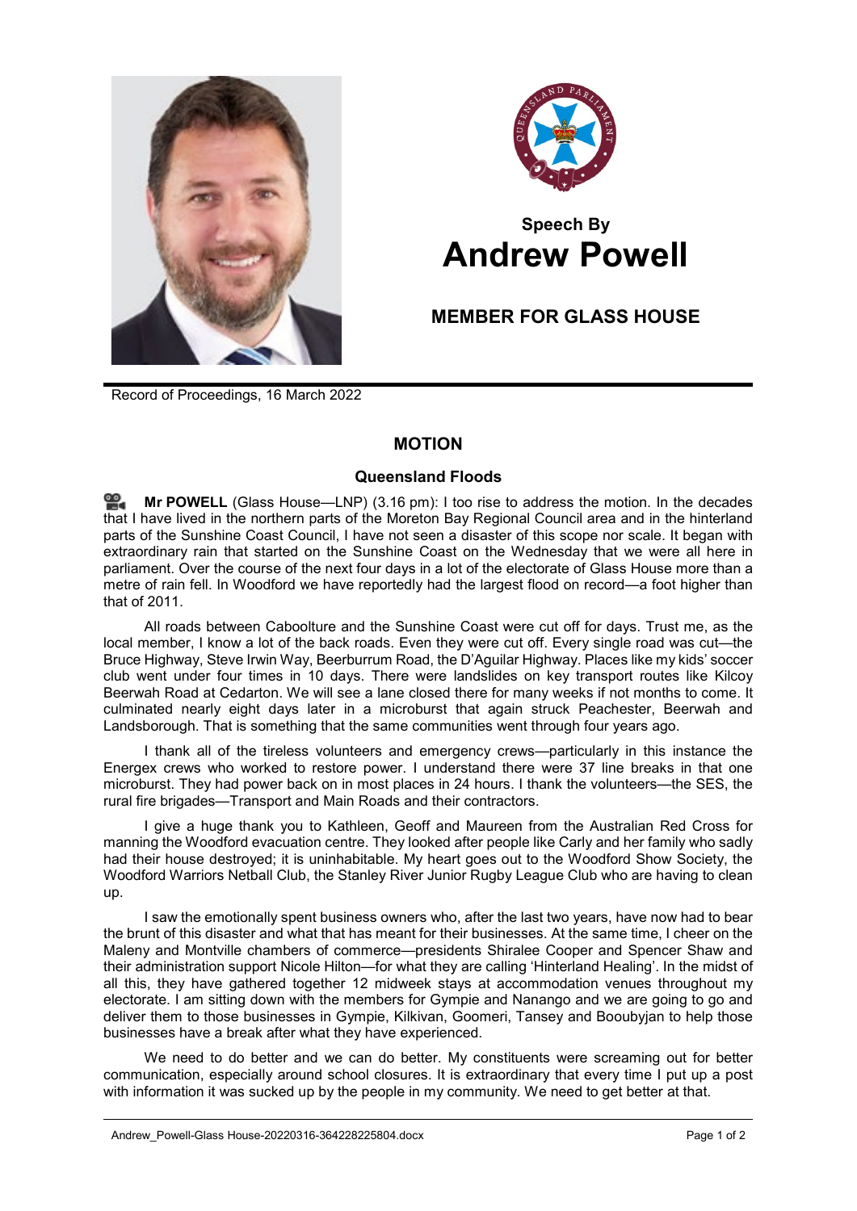# Speech By
# Andrew Powell

## MEMBER FOR GLASS HOUSE

Record of Proceedings, 16 March 2022

## MOTION

### Queensland Floods

**Mr POWELL** (Glass House—LNP) (3.16 pm): I too rise to address the motion. In the decades that I have lived in the northern parts of the Moreton Bay Regional Council area and in the hinterland parts of the Sunshine Coast Council, I have not seen a disaster of this scope nor scale. It began with extraordinary rain that started on the Sunshine Coast on the Wednesday that we were all here in parliament. Over the course of the next four days in a lot of the electorate of Glass House more than a metre of rain fell. In Woodford we have reportedly had the largest flood on record—a foot higher than that of 2011.

All roads between Caboolture and the Sunshine Coast were cut off for days. Trust me, as the local member, I know a lot of the back roads. Even they were cut off. Every single road was cut—the Bruce Highway, Steve Irwin Way, Beerburrum Road, the D'Aguilar Highway. Places like my kids' soccer club went under four times in 10 days. There were landslides on key transport routes like Kilcoy Beerwah Road at Cedarton. We will see a lane closed there for many weeks if not months to come. It culminated nearly eight days later in a microburst that again struck Peachester, Beerwah and Landsborough. That is something that the same communities went through four years ago.

I thank all of the tireless volunteers and emergency crews—particularly in this instance the Energex crews who worked to restore power. I understand there were 37 line breaks in that one microburst. They had power back on in most places in 24 hours. I thank the volunteers—the SES, the rural fire brigades—Transport and Main Roads and their contractors.

I give a huge thank you to Kathleen, Geoff and Maureen from the Australian Red Cross for manning the Woodford evacuation centre. They looked after people like Carly and her family who sadly had their house destroyed; it is uninhabitable. My heart goes out to the Woodford Show Society, the Woodford Warriors Netball Club, the Stanley River Junior Rugby League Club who are having to clean up.

I saw the emotionally spent business owners who, after the last two years, have now had to bear the brunt of this disaster and what that has meant for their businesses. At the same time, I cheer on the Maleny and Montville chambers of commerce—presidents Shiralee Cooper and Spencer Shaw and their administration support Nicole Hilton—for what they are calling 'Hinterland Healing'. In the midst of all this, they have gathered together 12 midweek stays at accommodation venues throughout my electorate. I am sitting down with the members for Gympie and Nanango and we are going to go and deliver them to those businesses in Gympie, Kilkivan, Goomeri, Tansey and Booubyjan to help those businesses have a break after what they have experienced.

We need to do better and we can do better. My constituents were screaming out for better communication, especially around school closures. It is extraordinary that every time I put up a post with information it was sucked up by the people in my community. We need to get better at that.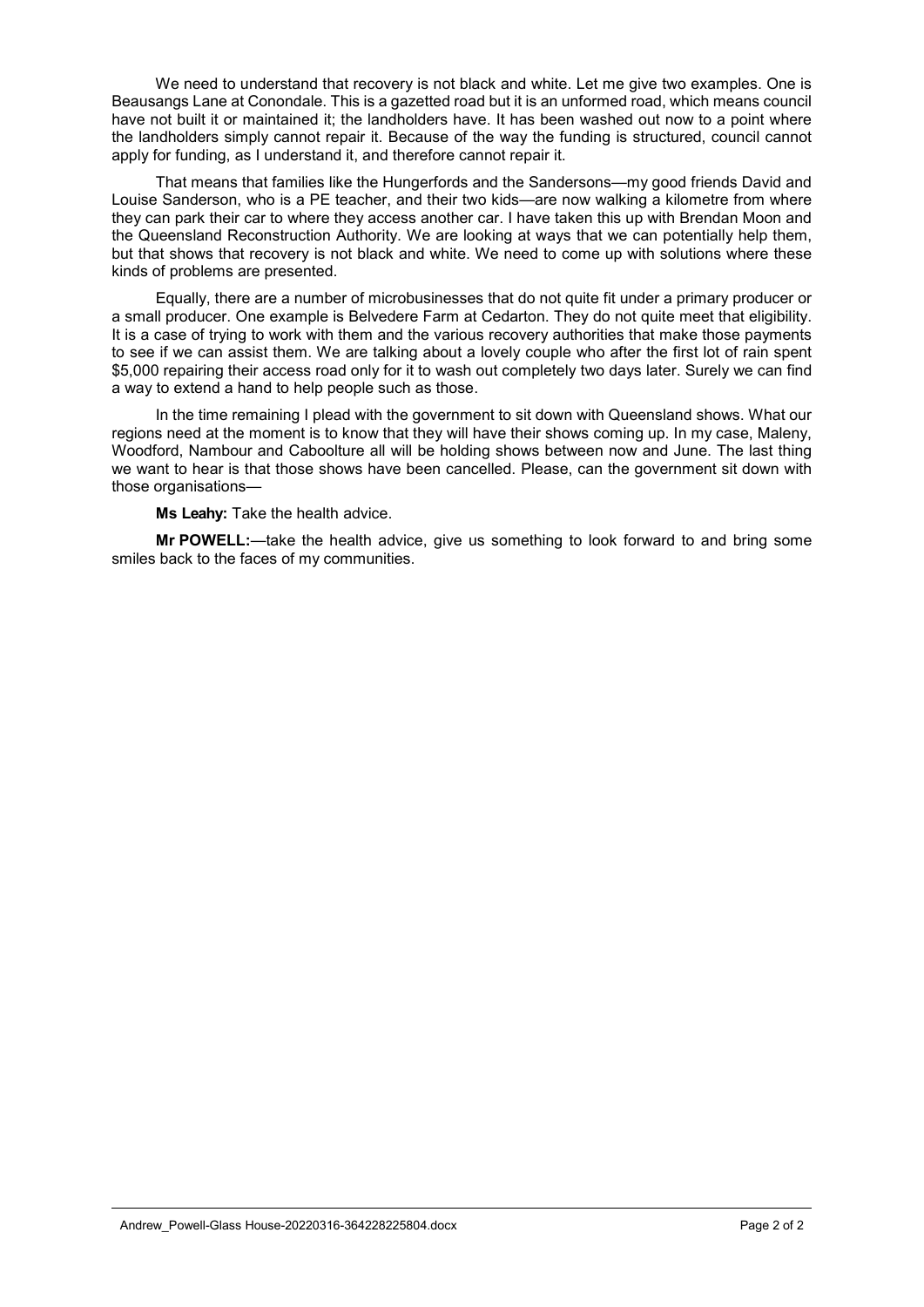We need to understand that recovery is not black and white. Let me give two examples. One is Beausangs Lane at Conondale. This is a gazetted road but it is an unformed road, which means council have not built it or maintained it; the landholders have. It has been washed out now to a point where the landholders simply cannot repair it. Because of the way the funding is structured, council cannot apply for funding, as I understand it, and therefore cannot repair it.

That means that families like the Hungerfords and the Sandersons—my good friends David and Louise Sanderson, who is a PE teacher, and their two kids—are now walking a kilometre from where they can park their car to where they access another car. I have taken this up with Brendan Moon and the Queensland Reconstruction Authority. We are looking at ways that we can potentially help them, but that shows that recovery is not black and white. We need to come up with solutions where these kinds of problems are presented.

Equally, there are a number of microbusinesses that do not quite fit under a primary producer or a small producer. One example is Belvedere Farm at Cedarton. They do not quite meet that eligibility. It is a case of trying to work with them and the various recovery authorities that make those payments to see if we can assist them. We are talking about a lovely couple who after the first lot of rain spent $5,000 repairing their access road only for it to wash out completely two days later. Surely we can find a way to extend a hand to help people such as those.

In the time remaining I plead with the government to sit down with Queensland shows. What our regions need at the moment is to know that they will have their shows coming up. In my case, Maleny, Woodford, Nambour and Caboolture all will be holding shows between now and June. The last thing we want to hear is that those shows have been cancelled. Please, can the government sit down with those organisations—

**Ms Leahy:** Take the health advice.

**Mr POWELL:**—take the health advice, give us something to look forward to and bring some smiles back to the faces of my communities.